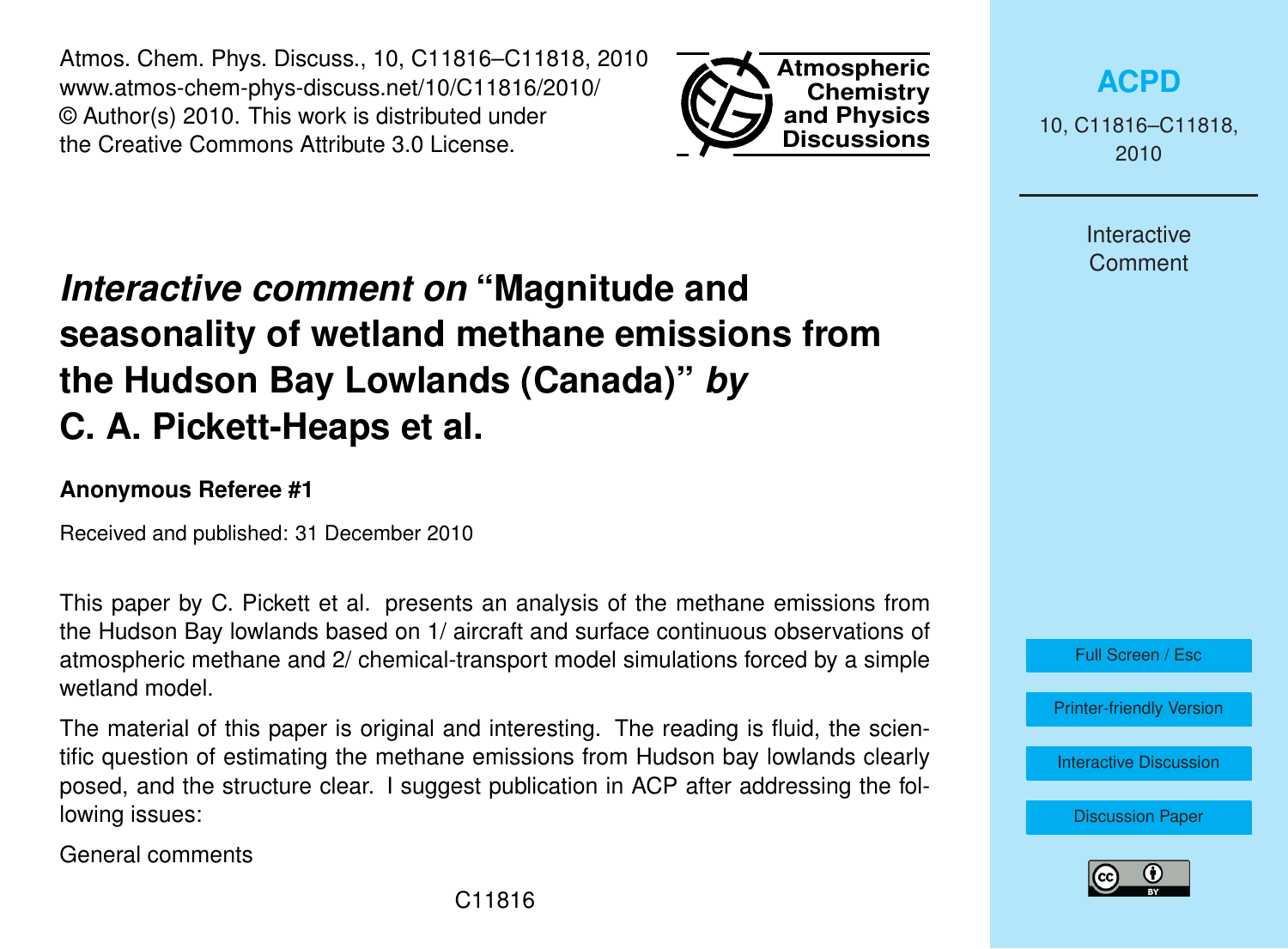# *Interactive comment on* "Magnitude and seasonality of wetland methane emissions from the Hudson Bay Lowlands (Canada)" *by* C. A. Pickett-Heaps et al.

**Anonymous Referee #1**

Received and published: 31 December 2010

This paper by C. Pickett et al. presents an analysis of the methane emissions from the Hudson Bay lowlands based on 1/ aircraft and surface continuous observations of atmospheric methane and 2/ chemical-transport model simulations forced by a simple wetland model.

The material of this paper is original and interesting. The reading is fluid, the scientific question of estimating the methane emissions from Hudson bay lowlands clearly posed, and the structure clear. I suggest publication in ACP after addressing the following issues:

General comments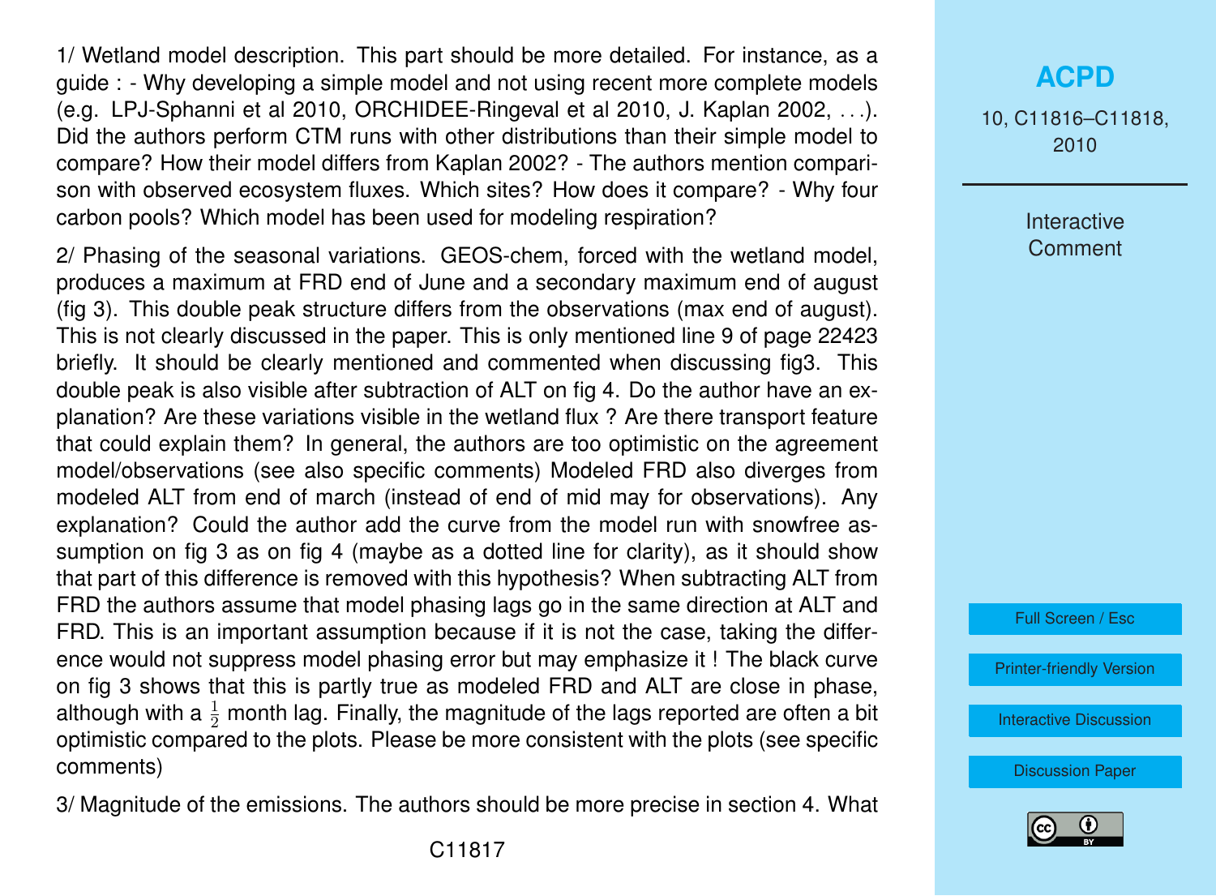1/ Wetland model description. This part should be more detailed. For instance, as a guide : - Why developing a simple model and not using recent more complete models (e.g. LPJ-Sphanni et al 2010, ORCHIDEE-Ringeval et al 2010, J. Kaplan 2002, . . .). Did the authors perform CTM runs with other distributions than their simple model to compare? How their model differs from Kaplan 2002? - The authors mention comparison with observed ecosystem fluxes. Which sites? How does it compare? - Why four carbon pools? Which model has been used for modeling respiration?

2/ Phasing of the seasonal variations. GEOS-chem, forced with the wetland model, produces a maximum at FRD end of June and a secondary maximum end of august (fig 3). This double peak structure differs from the observations (max end of august). This is not clearly discussed in the paper. This is only mentioned line 9 of page 22423 briefly. It should be clearly mentioned and commented when discussing fig3. This double peak is also visible after subtraction of ALT on fig 4. Do the author have an explanation? Are these variations visible in the wetland flux ? Are there transport feature that could explain them? In general, the authors are too optimistic on the agreement model/observations (see also specific comments) Modeled FRD also diverges from modeled ALT from end of march (instead of end of mid may for observations). Any explanation? Could the author add the curve from the model run with snowfree assumption on fig 3 as on fig 4 (maybe as a dotted line for clarity), as it should show that part of this difference is removed with this hypothesis? When subtracting ALT from FRD the authors assume that model phasing lags go in the same direction at ALT and FRD. This is an important assumption because if it is not the case, taking the difference would not suppress model phasing error but may emphasize it ! The black curve on fig 3 shows that this is partly true as modeled FRD and ALT are close in phase, although with a $\frac{1}{2}$ month lag. Finally, the magnitude of the lags reported are often a bit optimistic compared to the plots. Please be more consistent with the plots (see specific comments)

3/ Magnitude of the emissions. The authors should be more precise in section 4. What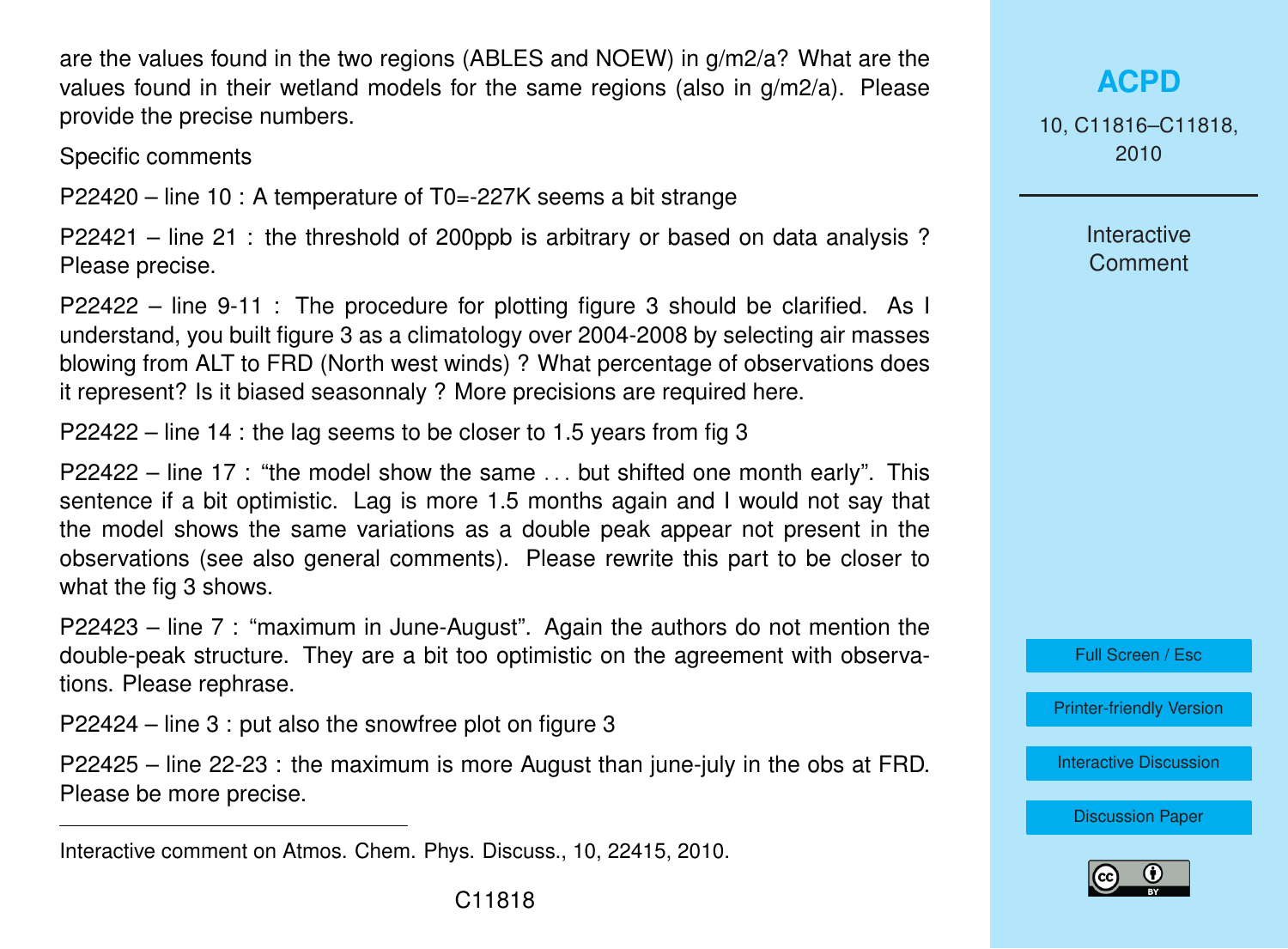are the values found in the two regions (ABLES and NOEW) in g/m2/a? What are the values found in their wetland models for the same regions (also in g/m2/a). Please provide the precise numbers.

Specific comments

P22420 – line 10 : A temperature of T0=-227K seems a bit strange

P22421 – line 21 : the threshold of 200ppb is arbitrary or based on data analysis ? Please precise.

P22422 – line 9-11 : The procedure for plotting figure 3 should be clarified. As I understand, you built figure 3 as a climatology over 2004-2008 by selecting air masses blowing from ALT to FRD (North west winds) ? What percentage of observations does it represent? Is it biased seasonnaly ? More precisions are required here.

P22422 – line 14 : the lag seems to be closer to 1.5 years from fig 3

P22422 – line 17 : "the model show the same . . . but shifted one month early". This sentence if a bit optimistic. Lag is more 1.5 months again and I would not say that the model shows the same variations as a double peak appear not present in the observations (see also general comments). Please rewrite this part to be closer to what the fig 3 shows.

P22423 – line 7 : "maximum in June-August". Again the authors do not mention the double-peak structure. They are a bit too optimistic on the agreement with observations. Please rephrase.

P22424 – line 3 : put also the snowfree plot on figure 3

P22425 – line 22-23 : the maximum is more August than june-july in the obs at FRD. Please be more precise.

---

Interactive comment on Atmos. Chem. Phys. Discuss., 10, 22415, 2010.